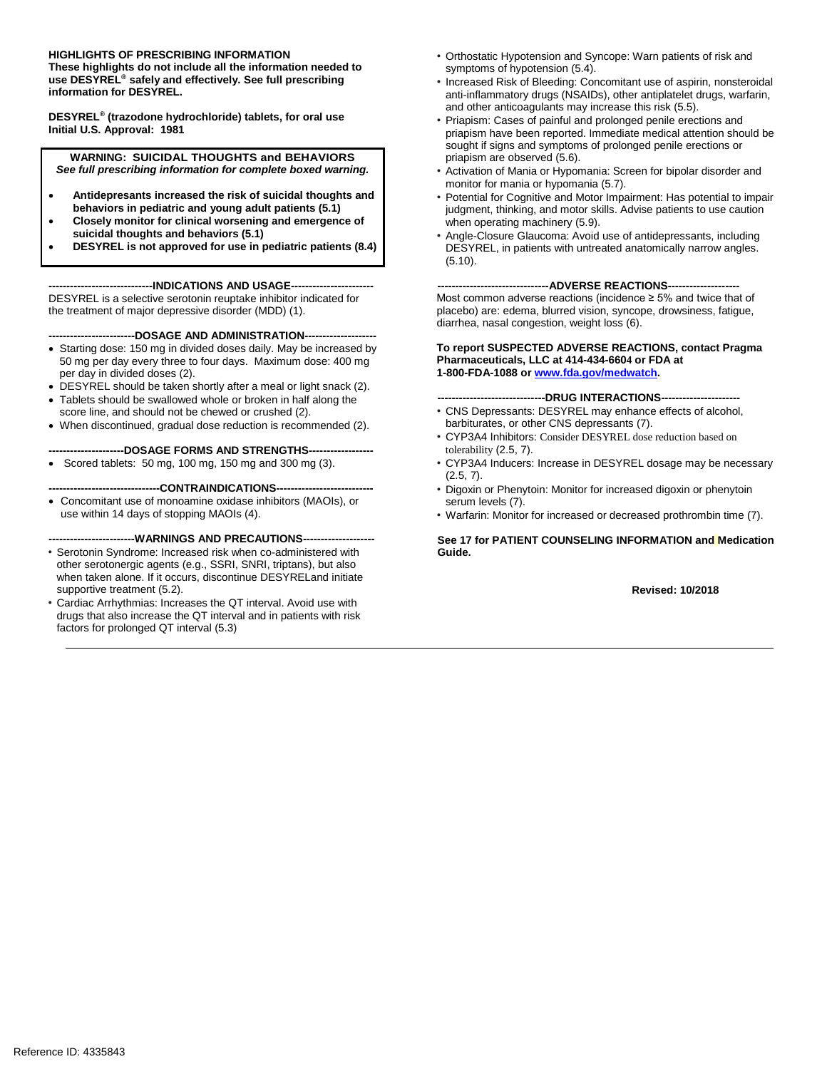**HIGHLIGHTS OF PRESCRIBING INFORMATION**
**These highlights do not include all the information needed to use DESYREL® safely and effectively. See full prescribing information for DESYREL.**

**DESYREL® (trazodone hydrochloride) tablets, for oral use**
**Initial U.S. Approval: 1981**

> **WARNING: SUICIDAL THOUGHTS and BEHAVIORS**
> ***See full prescribing information for complete boxed warning.***
>
> - **Antidepressants increased the risk of suicidal thoughts and behaviors in pediatric and young adult patients (5.1)**
> - **Closely monitor for clinical worsening and emergence of suicidal thoughts and behaviors (5.1)**
> - **DESYREL is not approved for use in pediatric patients (8.4)**

**----------------------------INDICATIONS AND USAGE----------------------**

DESYREL is a selective serotonin reuptake inhibitor indicated for the treatment of major depressive disorder (MDD) (1).

**-----------------------DOSAGE AND ADMINISTRATION-------------------**

- Starting dose: 150 mg in divided doses daily. May be increased by 50 mg per day every three to four days. Maximum dose: 400 mg per day in divided doses (2).
- DESYREL should be taken shortly after a meal or light snack (2).
- Tablets should be swallowed whole or broken in half along the score line, and should not be chewed or crushed (2).
- When discontinued, gradual dose reduction is recommended (2).

**---------------------DOSAGE FORMS AND STRENGTHS------------------**

- Scored tablets: 50 mg, 100 mg, 150 mg and 300 mg (3).

**-------------------------------CONTRAINDICATIONS---------------------------**

- Concomitant use of monoamine oxidase inhibitors (MAOIs), or use within 14 days of stopping MAOIs (4).

**------------------------WARNINGS AND PRECAUTIONS--------------------**

- Serotonin Syndrome: Increased risk when co-administered with other serotonergic agents (e.g., SSRI, SNRI, triptans), but also when taken alone. If it occurs, discontinue DESYRELand initiate supportive treatment (5.2).
- Cardiac Arrhythmias: Increases the QT interval. Avoid use with drugs that also increase the QT interval and in patients with risk factors for prolonged QT interval (5.3)
- Orthostatic Hypotension and Syncope: Warn patients of risk and symptoms of hypotension (5.4).
- Increased Risk of Bleeding: Concomitant use of aspirin, nonsteroidal anti-inflammatory drugs (NSAIDs), other antiplatelet drugs, warfarin, and other anticoagulants may increase this risk (5.5).
- Priapism: Cases of painful and prolonged penile erections and priapism have been reported. Immediate medical attention should be sought if signs and symptoms of prolonged penile erections or priapism are observed (5.6).
- Activation of Mania or Hypomania: Screen for bipolar disorder and monitor for mania or hypomania (5.7).
- Potential for Cognitive and Motor Impairment: Has potential to impair judgment, thinking, and motor skills. Advise patients to use caution when operating machinery (5.9).
- Angle-Closure Glaucoma: Avoid use of antidepressants, including DESYREL, in patients with untreated anatomically narrow angles. (5.10).

**-------------------------------ADVERSE REACTIONS--------------------**

Most common adverse reactions (incidence ≥ 5% and twice that of placebo) are: edema, blurred vision, syncope, drowsiness, fatigue, diarrhea, nasal congestion, weight loss (6).

**To report SUSPECTED ADVERSE REACTIONS, contact Pragma Pharmaceuticals, LLC at 414-434-6604 or FDA at 1-800-FDA-1088 or [www.fda.gov/medwatch](http://www.fda.gov/medwatch).**

**------------------------------DRUG INTERACTIONS----------------------**

- CNS Depressants: DESYREL may enhance effects of alcohol, barbiturates, or other CNS depressants (7).
- CYP3A4 Inhibitors: Consider DESYREL dose reduction based on tolerability (2.5, 7).
- CYP3A4 Inducers: Increase in DESYREL dosage may be necessary (2.5, 7).
- Digoxin or Phenytoin: Monitor for increased digoxin or phenytoin serum levels (7).
- Warfarin: Monitor for increased or decreased prothrombin time (7).

**See 17 for PATIENT COUNSELING INFORMATION and Medication Guide.**

**Revised: 10/2018**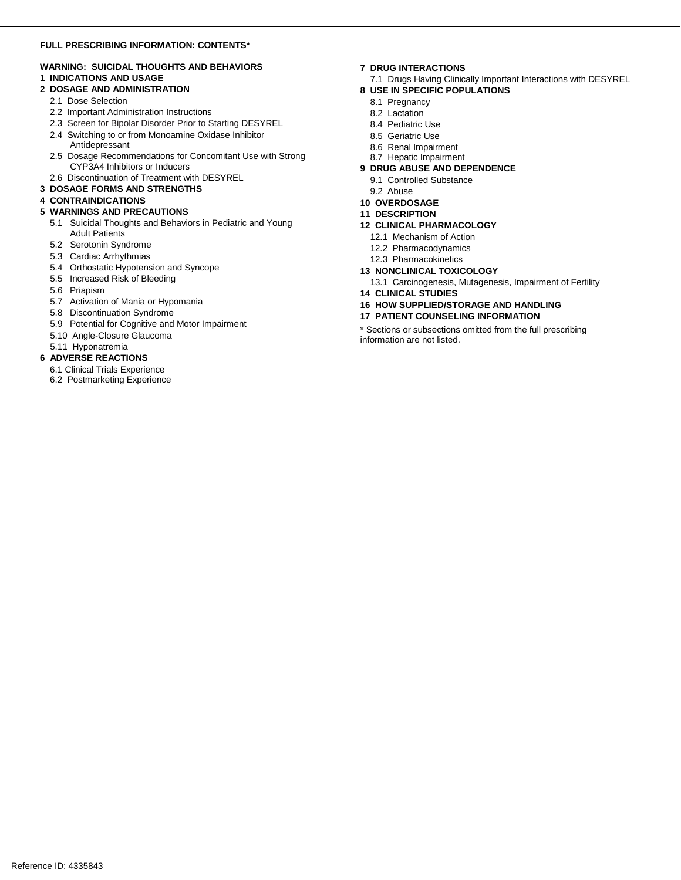**FULL PRESCRIBING INFORMATION: CONTENTS***

**WARNING: SUICIDAL THOUGHTS AND BEHAVIORS**

**1 INDICATIONS AND USAGE**

**2 DOSAGE AND ADMINISTRATION**
- 2.1 Dose Selection
- 2.2 Important Administration Instructions
- 2.3 Screen for Bipolar Disorder Prior to Starting DESYREL
- 2.4 Switching to or from Monoamine Oxidase Inhibitor Antidepressant
- 2.5 Dosage Recommendations for Concomitant Use with Strong CYP3A4 Inhibitors or Inducers
- 2.6 Discontinuation of Treatment with DESYREL

**3 DOSAGE FORMS AND STRENGTHS**

**4 CONTRAINDICATIONS**

**5 WARNINGS AND PRECAUTIONS**
- 5.1 Suicidal Thoughts and Behaviors in Pediatric and Young Adult Patients
- 5.2 Serotonin Syndrome
- 5.3 Cardiac Arrhythmias
- 5.4 Orthostatic Hypotension and Syncope
- 5.5 Increased Risk of Bleeding
- 5.6 Priapism
- 5.7 Activation of Mania or Hypomania
- 5.8 Discontinuation Syndrome
- 5.9 Potential for Cognitive and Motor Impairment
- 5.10 Angle-Closure Glaucoma
- 5.11 Hyponatremia

**6 ADVERSE REACTIONS**
- 6.1 Clinical Trials Experience
- 6.2 Postmarketing Experience

**7 DRUG INTERACTIONS**
- 7.1 Drugs Having Clinically Important Interactions with DESYREL

**8 USE IN SPECIFIC POPULATIONS**
- 8.1 Pregnancy
- 8.2 Lactation
- 8.4 Pediatric Use
- 8.5 Geriatric Use
- 8.6 Renal Impairment
- 8.7 Hepatic Impairment

**9 DRUG ABUSE AND DEPENDENCE**
- 9.1 Controlled Substance
- 9.2 Abuse

**10 OVERDOSAGE**

**11 DESCRIPTION**

**12 CLINICAL PHARMACOLOGY**
- 12.1 Mechanism of Action
- 12.2 Pharmacodynamics
- 12.3 Pharmacokinetics

**13 NONCLINICAL TOXICOLOGY**
- 13.1 Carcinogenesis, Mutagenesis, Impairment of Fertility

**14 CLINICAL STUDIES**

**16 HOW SUPPLIED/STORAGE AND HANDLING**

**17 PATIENT COUNSELING INFORMATION**

* Sections or subsections omitted from the full prescribing information are not listed.

Reference ID: 4335843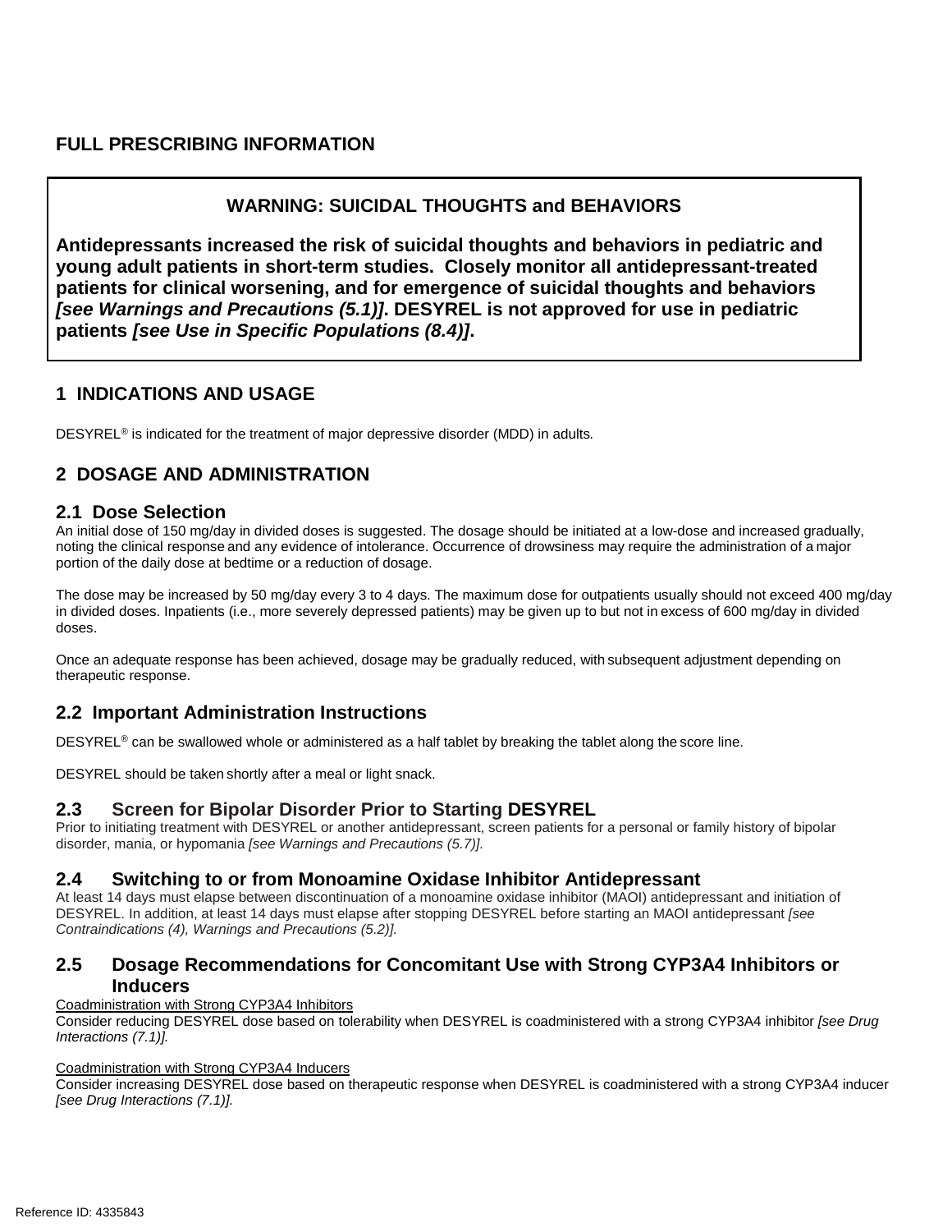# FULL PRESCRIBING INFORMATION

**WARNING: SUICIDAL THOUGHTS and BEHAVIORS**

**Antidepressants increased the risk of suicidal thoughts and behaviors in pediatric and young adult patients in short-term studies. Closely monitor all antidepressant-treated patients for clinical worsening, and for emergence of suicidal thoughts and behaviors *[see Warnings and Precautions (5.1)]*. DESYREL is not approved for use in pediatric patients *[see Use in Specific Populations (8.4)]*.**

## 1 INDICATIONS AND USAGE

DESYREL® is indicated for the treatment of major depressive disorder (MDD) in adults.

## 2 DOSAGE AND ADMINISTRATION

### 2.1 Dose Selection

An initial dose of 150 mg/day in divided doses is suggested. The dosage should be initiated at a low-dose and increased gradually, noting the clinical response and any evidence of intolerance. Occurrence of drowsiness may require the administration of a major portion of the daily dose at bedtime or a reduction of dosage.

The dose may be increased by 50 mg/day every 3 to 4 days. The maximum dose for outpatients usually should not exceed 400 mg/day in divided doses. Inpatients (i.e., more severely depressed patients) may be given up to but not in excess of 600 mg/day in divided doses.

Once an adequate response has been achieved, dosage may be gradually reduced, with subsequent adjustment depending on therapeutic response.

### 2.2 Important Administration Instructions

DESYREL® can be swallowed whole or administered as a half tablet by breaking the tablet along the score line.

DESYREL should be taken shortly after a meal or light snack.

### 2.3 Screen for Bipolar Disorder Prior to Starting DESYREL

Prior to initiating treatment with DESYREL or another antidepressant, screen patients for a personal or family history of bipolar disorder, mania, or hypomania *[see Warnings and Precautions (5.7)]*.

### 2.4 Switching to or from Monoamine Oxidase Inhibitor Antidepressant

At least 14 days must elapse between discontinuation of a monoamine oxidase inhibitor (MAOI) antidepressant and initiation of DESYREL. In addition, at least 14 days must elapse after stopping DESYREL before starting an MAOI antidepressant *[see Contraindications (4), Warnings and Precautions (5.2)]*.

### 2.5 Dosage Recommendations for Concomitant Use with Strong CYP3A4 Inhibitors or Inducers

Coadministration with Strong CYP3A4 Inhibitors

Consider reducing DESYREL dose based on tolerability when DESYREL is coadministered with a strong CYP3A4 inhibitor *[see Drug Interactions (7.1)]*.

Coadministration with Strong CYP3A4 Inducers

Consider increasing DESYREL dose based on therapeutic response when DESYREL is coadministered with a strong CYP3A4 inducer *[see Drug Interactions (7.1)]*.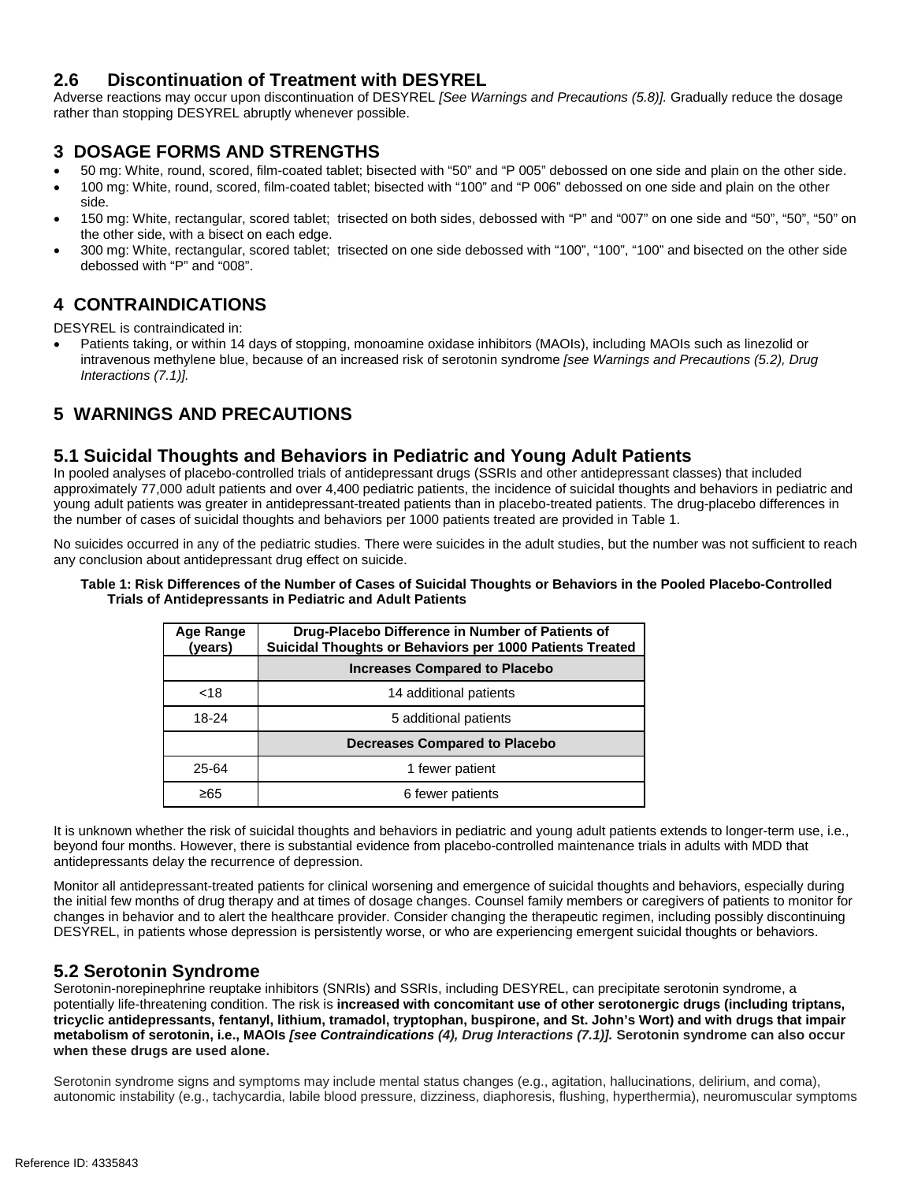## 2.6 Discontinuation of Treatment with DESYREL

Adverse reactions may occur upon discontinuation of DESYREL *[See Warnings and Precautions (5.8)].* Gradually reduce the dosage rather than stopping DESYREL abruptly whenever possible.

# 3 DOSAGE FORMS AND STRENGTHS

- 50 mg: White, round, scored, film-coated tablet; bisected with "50" and "P 005" debossed on one side and plain on the other side.
- 100 mg: White, round, scored, film-coated tablet; bisected with "100" and "P 006" debossed on one side and plain on the other side.
- 150 mg: White, rectangular, scored tablet; trisected on both sides, debossed with "P" and "007" on one side and "50", "50", "50" on the other side, with a bisect on each edge.
- 300 mg: White, rectangular, scored tablet; trisected on one side debossed with "100", "100", "100" and bisected on the other side debossed with "P" and "008".

# 4 CONTRAINDICATIONS

DESYREL is contraindicated in:

- Patients taking, or within 14 days of stopping, monoamine oxidase inhibitors (MAOIs), including MAOIs such as linezolid or intravenous methylene blue, because of an increased risk of serotonin syndrome *[see Warnings and Precautions (5.2), Drug Interactions (7.1)].*

# 5 WARNINGS AND PRECAUTIONS

## 5.1 Suicidal Thoughts and Behaviors in Pediatric and Young Adult Patients

In pooled analyses of placebo-controlled trials of antidepressant drugs (SSRIs and other antidepressant classes) that included approximately 77,000 adult patients and over 4,400 pediatric patients, the incidence of suicidal thoughts and behaviors in pediatric and young adult patients was greater in antidepressant-treated patients than in placebo-treated patients. The drug-placebo differences in the number of cases of suicidal thoughts and behaviors per 1000 patients treated are provided in Table 1.

No suicides occurred in any of the pediatric studies. There were suicides in the adult studies, but the number was not sufficient to reach any conclusion about antidepressant drug effect on suicide.

**Table 1: Risk Differences of the Number of Cases of Suicidal Thoughts or Behaviors in the Pooled Placebo-Controlled Trials of Antidepressants in Pediatric and Adult Patients**

| Age Range (years) | Drug-Placebo Difference in Number of Patients of Suicidal Thoughts or Behaviors per 1000 Patients Treated |
|---|---|
| | **Increases Compared to Placebo** |
| <18 | 14 additional patients |
| 18-24 | 5 additional patients |
| | **Decreases Compared to Placebo** |
| 25-64 | 1 fewer patient |
| ≥65 | 6 fewer patients |

It is unknown whether the risk of suicidal thoughts and behaviors in pediatric and young adult patients extends to longer-term use, i.e., beyond four months. However, there is substantial evidence from placebo-controlled maintenance trials in adults with MDD that antidepressants delay the recurrence of depression.

Monitor all antidepressant-treated patients for clinical worsening and emergence of suicidal thoughts and behaviors, especially during the initial few months of drug therapy and at times of dosage changes. Counsel family members or caregivers of patients to monitor for changes in behavior and to alert the healthcare provider. Consider changing the therapeutic regimen, including possibly discontinuing DESYREL, in patients whose depression is persistently worse, or who are experiencing emergent suicidal thoughts or behaviors.

## 5.2 Serotonin Syndrome

Serotonin-norepinephrine reuptake inhibitors (SNRIs) and SSRIs, including DESYREL, can precipitate serotonin syndrome, a potentially life-threatening condition. The risk is **increased with concomitant use of other serotonergic drugs (including triptans, tricyclic antidepressants, fentanyl, lithium, tramadol, tryptophan, buspirone, and St. John's Wort) and with drugs that impair metabolism of serotonin, i.e., MAOIs *[see Contraindications (4), Drug Interactions (7.1)].* Serotonin syndrome can also occur when these drugs are used alone.**

Serotonin syndrome signs and symptoms may include mental status changes (e.g., agitation, hallucinations, delirium, and coma), autonomic instability (e.g., tachycardia, labile blood pressure, dizziness, diaphoresis, flushing, hyperthermia), neuromuscular symptoms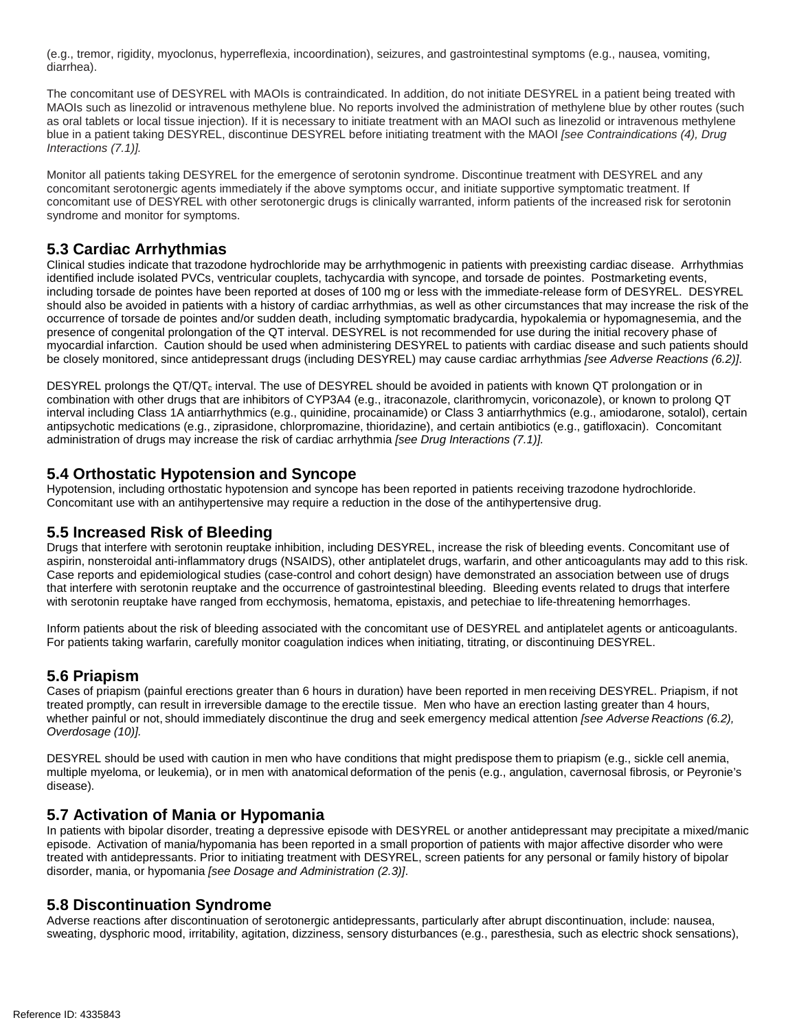(e.g., tremor, rigidity, myoclonus, hyperreflexia, incoordination), seizures, and gastrointestinal symptoms (e.g., nausea, vomiting, diarrhea).

The concomitant use of DESYREL with MAOIs is contraindicated. In addition, do not initiate DESYREL in a patient being treated with MAOIs such as linezolid or intravenous methylene blue. No reports involved the administration of methylene blue by other routes (such as oral tablets or local tissue injection). If it is necessary to initiate treatment with an MAOI such as linezolid or intravenous methylene blue in a patient taking DESYREL, discontinue DESYREL before initiating treatment with the MAOI *[see Contraindications (4), Drug Interactions (7.1)].*

Monitor all patients taking DESYREL for the emergence of serotonin syndrome. Discontinue treatment with DESYREL and any concomitant serotonergic agents immediately if the above symptoms occur, and initiate supportive symptomatic treatment. If concomitant use of DESYREL with other serotonergic drugs is clinically warranted, inform patients of the increased risk for serotonin syndrome and monitor for symptoms.

## 5.3 Cardiac Arrhythmias

Clinical studies indicate that trazodone hydrochloride may be arrhythmogenic in patients with preexisting cardiac disease. Arrhythmias identified include isolated PVCs, ventricular couplets, tachycardia with syncope, and torsade de pointes. Postmarketing events, including torsade de pointes have been reported at doses of 100 mg or less with the immediate-release form of DESYREL. DESYREL should also be avoided in patients with a history of cardiac arrhythmias, as well as other circumstances that may increase the risk of the occurrence of torsade de pointes and/or sudden death, including symptomatic bradycardia, hypokalemia or hypomagnesemia, and the presence of congenital prolongation of the QT interval. DESYREL is not recommended for use during the initial recovery phase of myocardial infarction. Caution should be used when administering DESYREL to patients with cardiac disease and such patients should be closely monitored, since antidepressant drugs (including DESYREL) may cause cardiac arrhythmias *[see Adverse Reactions (6.2)]*.

DESYREL prolongs the QT/$QT_c$ interval. The use of DESYREL should be avoided in patients with known QT prolongation or in combination with other drugs that are inhibitors of CYP3A4 (e.g., itraconazole, clarithromycin, voriconazole), or known to prolong QT interval including Class 1A antiarrhythmics (e.g., quinidine, procainamide) or Class 3 antiarrhythmics (e.g., amiodarone, sotalol), certain antipsychotic medications (e.g., ziprasidone, chlorpromazine, thioridazine), and certain antibiotics (e.g., gatifloxacin). Concomitant administration of drugs may increase the risk of cardiac arrhythmia *[see Drug Interactions (7.1)].*

## 5.4 Orthostatic Hypotension and Syncope

Hypotension, including orthostatic hypotension and syncope has been reported in patients receiving trazodone hydrochloride. Concomitant use with an antihypertensive may require a reduction in the dose of the antihypertensive drug.

## 5.5 Increased Risk of Bleeding

Drugs that interfere with serotonin reuptake inhibition, including DESYREL, increase the risk of bleeding events. Concomitant use of aspirin, nonsteroidal anti-inflammatory drugs (NSAIDS), other antiplatelet drugs, warfarin, and other anticoagulants may add to this risk. Case reports and epidemiological studies (case-control and cohort design) have demonstrated an association between use of drugs that interfere with serotonin reuptake and the occurrence of gastrointestinal bleeding. Bleeding events related to drugs that interfere with serotonin reuptake have ranged from ecchymosis, hematoma, epistaxis, and petechiae to life-threatening hemorrhages.

Inform patients about the risk of bleeding associated with the concomitant use of DESYREL and antiplatelet agents or anticoagulants. For patients taking warfarin, carefully monitor coagulation indices when initiating, titrating, or discontinuing DESYREL.

## 5.6 Priapism

Cases of priapism (painful erections greater than 6 hours in duration) have been reported in men receiving DESYREL. Priapism, if not treated promptly, can result in irreversible damage to the erectile tissue. Men who have an erection lasting greater than 4 hours, whether painful or not, should immediately discontinue the drug and seek emergency medical attention *[see Adverse Reactions (6.2), Overdosage (10)].*

DESYREL should be used with caution in men who have conditions that might predispose them to priapism (e.g., sickle cell anemia, multiple myeloma, or leukemia), or in men with anatomical deformation of the penis (e.g., angulation, cavernosal fibrosis, or Peyronie's disease).

## 5.7 Activation of Mania or Hypomania

In patients with bipolar disorder, treating a depressive episode with DESYREL or another antidepressant may precipitate a mixed/manic episode. Activation of mania/hypomania has been reported in a small proportion of patients with major affective disorder who were treated with antidepressants. Prior to initiating treatment with DESYREL, screen patients for any personal or family history of bipolar disorder, mania, or hypomania *[see Dosage and Administration (2.3)]*.

## 5.8 Discontinuation Syndrome

Adverse reactions after discontinuation of serotonergic antidepressants, particularly after abrupt discontinuation, include: nausea, sweating, dysphoric mood, irritability, agitation, dizziness, sensory disturbances (e.g., paresthesia, such as electric shock sensations),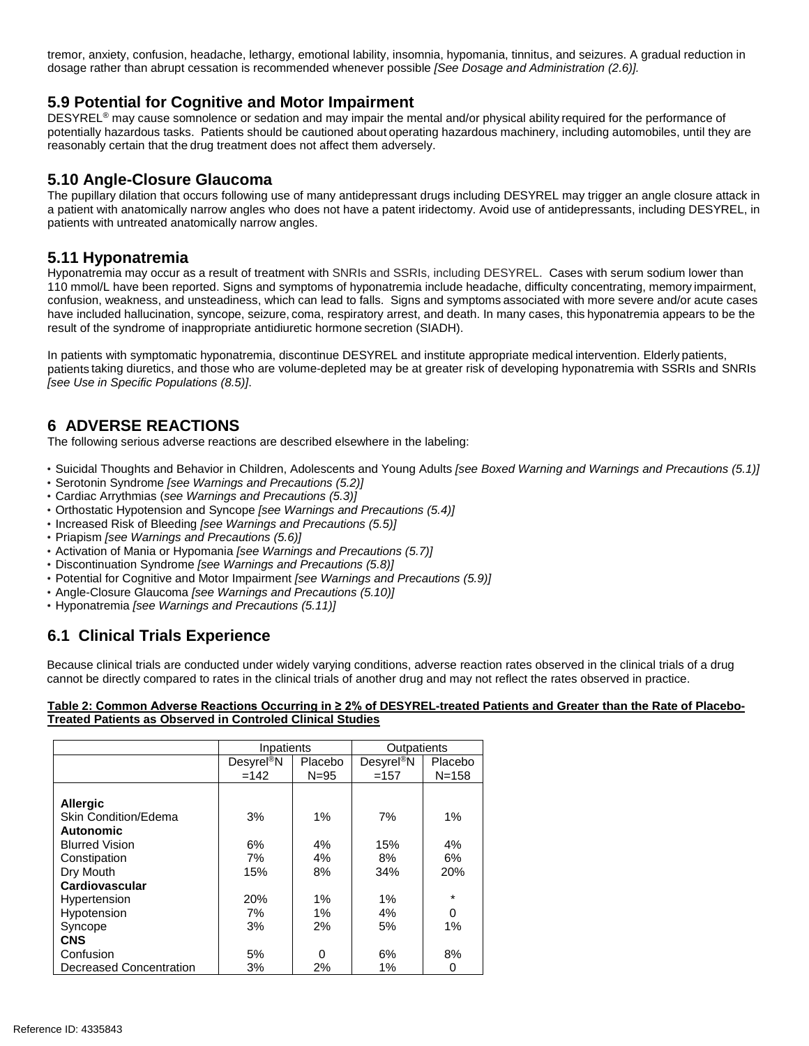tremor, anxiety, confusion, headache, lethargy, emotional lability, insomnia, hypomania, tinnitus, and seizures. A gradual reduction in dosage rather than abrupt cessation is recommended whenever possible *[See Dosage and Administration (2.6)].*

## 5.9 Potential for Cognitive and Motor Impairment

DESYREL® may cause somnolence or sedation and may impair the mental and/or physical ability required for the performance of potentially hazardous tasks. Patients should be cautioned about operating hazardous machinery, including automobiles, until they are reasonably certain that the drug treatment does not affect them adversely.

## 5.10 Angle-Closure Glaucoma

The pupillary dilation that occurs following use of many antidepressant drugs including DESYREL may trigger an angle closure attack in a patient with anatomically narrow angles who does not have a patent iridectomy. Avoid use of antidepressants, including DESYREL, in patients with untreated anatomically narrow angles.

## 5.11 Hyponatremia

Hyponatremia may occur as a result of treatment with SNRIs and SSRIs, including DESYREL. Cases with serum sodium lower than 110 mmol/L have been reported. Signs and symptoms of hyponatremia include headache, difficulty concentrating, memory impairment, confusion, weakness, and unsteadiness, which can lead to falls. Signs and symptoms associated with more severe and/or acute cases have included hallucination, syncope, seizure, coma, respiratory arrest, and death. In many cases, this hyponatremia appears to be the result of the syndrome of inappropriate antidiuretic hormone secretion (SIADH).

In patients with symptomatic hyponatremia, discontinue DESYREL and institute appropriate medical intervention. Elderly patients, patients taking diuretics, and those who are volume-depleted may be at greater risk of developing hyponatremia with SSRIs and SNRIs *[see Use in Specific Populations (8.5)]*.

# 6 ADVERSE REACTIONS

The following serious adverse reactions are described elsewhere in the labeling:

- Suicidal Thoughts and Behavior in Children, Adolescents and Young Adults *[see Boxed Warning and Warnings and Precautions (5.1)]*
- Serotonin Syndrome *[see Warnings and Precautions (5.2)]*
- Cardiac Arrythmias (*see Warnings and Precautions (5.3)]*
- Orthostatic Hypotension and Syncope *[see Warnings and Precautions (5.4)]*
- Increased Risk of Bleeding *[see Warnings and Precautions (5.5)]*
- Priapism *[see Warnings and Precautions (5.6)]*
- Activation of Mania or Hypomania *[see Warnings and Precautions (5.7)]*
- Discontinuation Syndrome *[see Warnings and Precautions (5.8)]*
- Potential for Cognitive and Motor Impairment *[see Warnings and Precautions (5.9)]*
- Angle-Closure Glaucoma *[see Warnings and Precautions (5.10)]*
- Hyponatremia *[see Warnings and Precautions (5.11)]*

## 6.1 Clinical Trials Experience

Because clinical trials are conducted under widely varying conditions, adverse reaction rates observed in the clinical trials of a drug cannot be directly compared to rates in the clinical trials of another drug and may not reflect the rates observed in practice.

**Table 2: Common Adverse Reactions Occurring in ≥ 2% of DESYREL-treated Patients and Greater than the Rate of Placebo-Treated Patients as Observed in Controled Clinical Studies**

| | Inpatients | | Outpatients | |
|---|---|---|---|---|
| | Desyrel® N =142 | Placebo N=95 | Desyrel® N =157 | Placebo N=158 |
| **Allergic** | | | | |
| Skin Condition/Edema | 3% | 1% | 7% | 1% |
| **Autonomic** | | | | |
| Blurred Vision | 6% | 4% | 15% | 4% |
| Constipation | 7% | 4% | 8% | 6% |
| Dry Mouth | 15% | 8% | 34% | 20% |
| **Cardiovascular** | | | | |
| Hypertension | 20% | 1% | 1% | * |
| Hypotension | 7% | 1% | 4% | 0 |
| Syncope | 3% | 2% | 5% | 1% |
| **CNS** | | | | |
| Confusion | 5% | 0 | 6% | 8% |
| Decreased Concentration | 3% | 2% | 1% | 0 |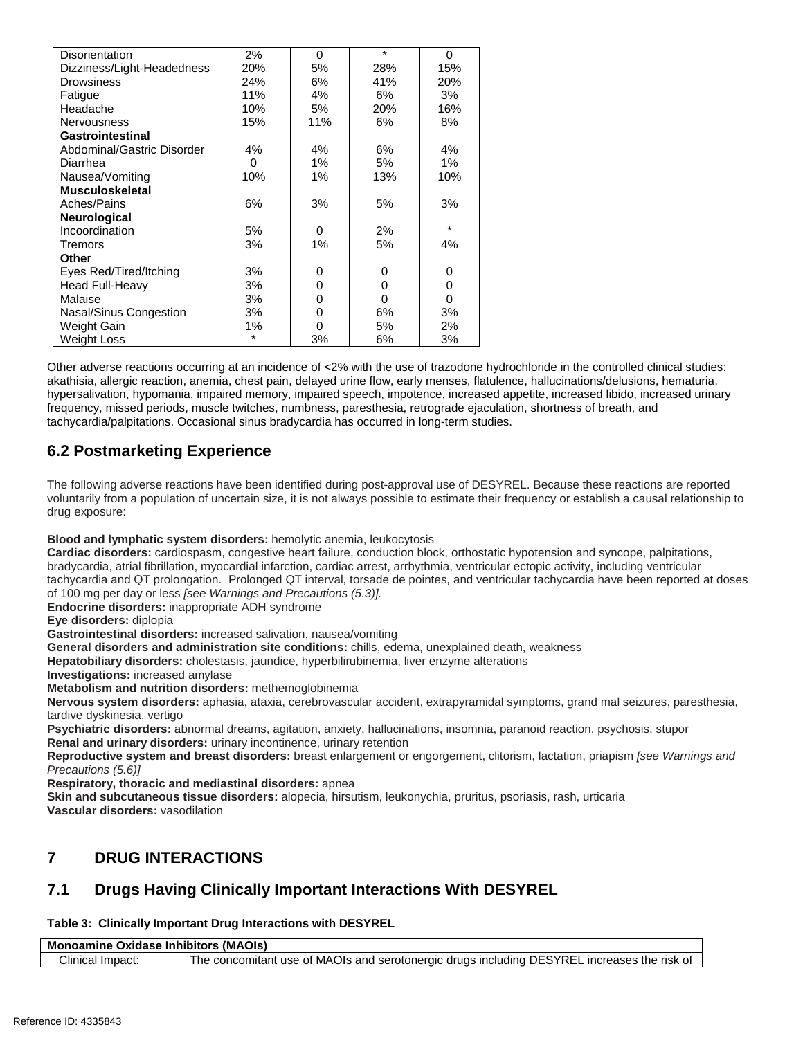| | | | | |
|---|---|---|---|---|
| Disorientation | 2% | 0 | * | 0 |
| Dizziness/Light-Headedness | 20% | 5% | 28% | 15% |
| Drowsiness | 24% | 6% | 41% | 20% |
| Fatigue | 11% | 4% | 6% | 3% |
| Headache | 10% | 5% | 20% | 16% |
| Nervousness | 15% | 11% | 6% | 8% |
| **Gastrointestinal** | | | | |
| Abdominal/Gastric Disorder | 4% | 4% | 6% | 4% |
| Diarrhea | 0 | 1% | 5% | 1% |
| Nausea/Vomiting | 10% | 1% | 13% | 10% |
| **Musculoskeletal** | | | | |
| Aches/Pains | 6% | 3% | 5% | 3% |
| **Neurological** | | | | |
| Incoordination | 5% | 0 | 2% | * |
| Tremors | 3% | 1% | 5% | 4% |
| **Other** | | | | |
| Eyes Red/Tired/Itching | 3% | 0 | 0 | 0 |
| Head Full-Heavy | 3% | 0 | 0 | 0 |
| Malaise | 3% | 0 | 0 | 0 |
| Nasal/Sinus Congestion | 3% | 0 | 6% | 3% |
| Weight Gain | 1% | 0 | 5% | 2% |
| Weight Loss | * | 3% | 6% | 3% |

Other adverse reactions occurring at an incidence of <2% with the use of trazodone hydrochloride in the controlled clinical studies: akathisia, allergic reaction, anemia, chest pain, delayed urine flow, early menses, flatulence, hallucinations/delusions, hematuria, hypersalivation, hypomania, impaired memory, impaired speech, impotence, increased appetite, increased libido, increased urinary frequency, missed periods, muscle twitches, numbness, paresthesia, retrograde ejaculation, shortness of breath, and tachycardia/palpitations. Occasional sinus bradycardia has occurred in long-term studies.

## 6.2 Postmarketing Experience

The following adverse reactions have been identified during post-approval use of DESYREL. Because these reactions are reported voluntarily from a population of uncertain size, it is not always possible to estimate their frequency or establish a causal relationship to drug exposure:

**Blood and lymphatic system disorders:** hemolytic anemia, leukocytosis
**Cardiac disorders:** cardiospasm, congestive heart failure, conduction block, orthostatic hypotension and syncope, palpitations, bradycardia, atrial fibrillation, myocardial infarction, cardiac arrest, arrhythmia, ventricular ectopic activity, including ventricular tachycardia and QT prolongation. Prolonged QT interval, torsade de pointes, and ventricular tachycardia have been reported at doses of 100 mg per day or less *[see Warnings and Precautions (5.3)].*
**Endocrine disorders:** inappropriate ADH syndrome
**Eye disorders:** diplopia
**Gastrointestinal disorders:** increased salivation, nausea/vomiting
**General disorders and administration site conditions:** chills, edema, unexplained death, weakness
**Hepatobiliary disorders:** cholestasis, jaundice, hyperbilirubinemia, liver enzyme alterations
**Investigations:** increased amylase
**Metabolism and nutrition disorders:** methemoglobinemia
**Nervous system disorders:** aphasia, ataxia, cerebrovascular accident, extrapyramidal symptoms, grand mal seizures, paresthesia, tardive dyskinesia, vertigo
**Psychiatric disorders:** abnormal dreams, agitation, anxiety, hallucinations, insomnia, paranoid reaction, psychosis, stupor
**Renal and urinary disorders:** urinary incontinence, urinary retention
**Reproductive system and breast disorders:** breast enlargement or engorgement, clitorism, lactation, priapism *[see Warnings and Precautions (5.6)]*
**Respiratory, thoracic and mediastinal disorders:** apnea
**Skin and subcutaneous tissue disorders:** alopecia, hirsutism, leukonychia, pruritus, psoriasis, rash, urticaria
**Vascular disorders:** vasodilation

# 7 DRUG INTERACTIONS

## 7.1 Drugs Having Clinically Important Interactions With DESYREL

**Table 3: Clinically Important Drug Interactions with DESYREL**

| **Monoamine Oxidase Inhibitors (MAOIs)** | |
|---|---|
| Clinical Impact: | The concomitant use of MAOIs and serotonergic drugs including DESYREL increases the risk of |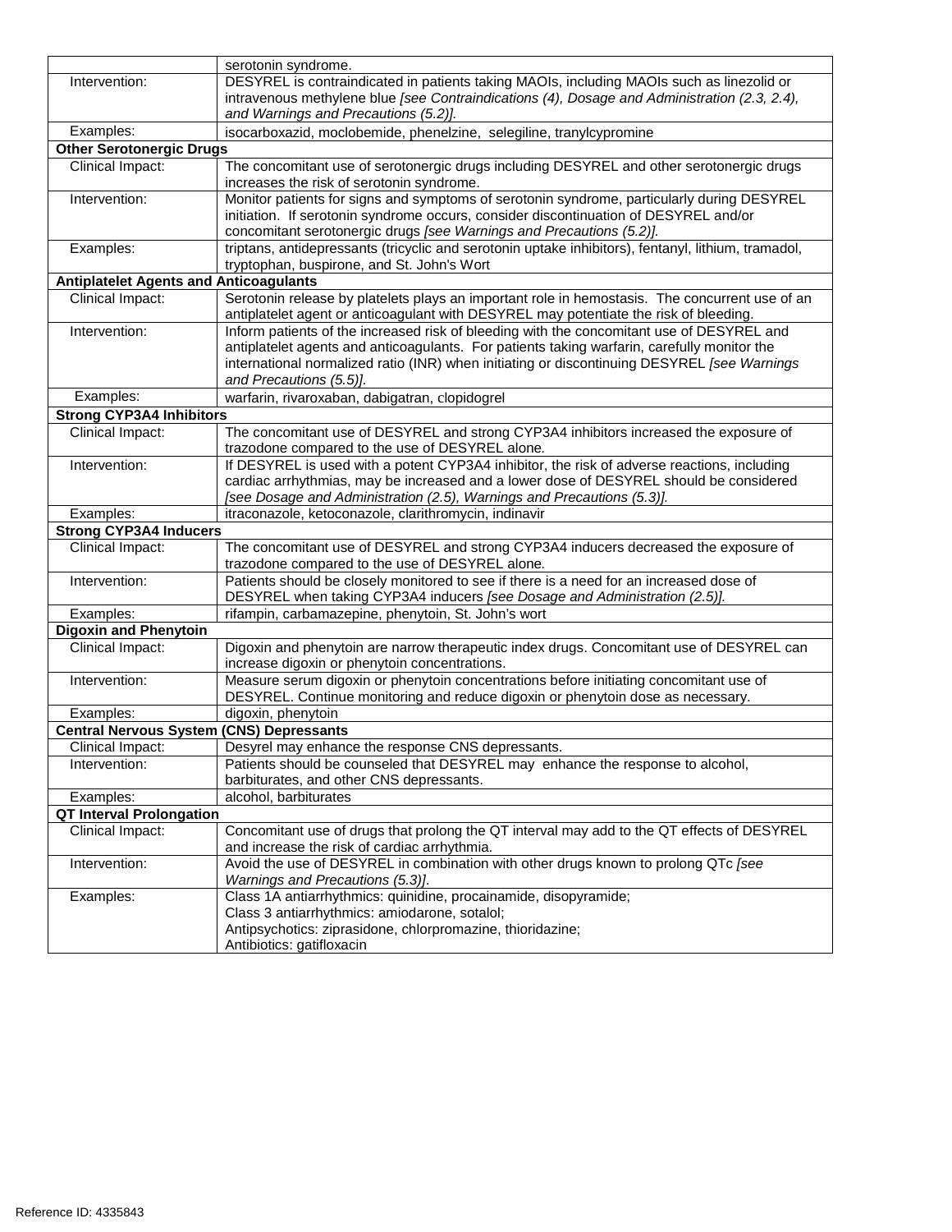| | |
|---|---|
| | serotonin syndrome. |
| Intervention: | DESYREL is contraindicated in patients taking MAOIs, including MAOIs such as linezolid or intravenous methylene blue *[see Contraindications (4), Dosage and Administration (2.3, 2.4), and Warnings and Precautions (5.2)].* |
| Examples: | isocarboxazid, moclobemide, phenelzine, selegiline, tranylcypromine |
| **Other Serotonergic Drugs** | |
| Clinical Impact: | The concomitant use of serotonergic drugs including DESYREL and other serotonergic drugs increases the risk of serotonin syndrome. |
| Intervention: | Monitor patients for signs and symptoms of serotonin syndrome, particularly during DESYREL initiation. If serotonin syndrome occurs, consider discontinuation of DESYREL and/or concomitant serotonergic drugs *[see Warnings and Precautions (5.2)].* |
| Examples: | triptans, antidepressants (tricyclic and serotonin uptake inhibitors), fentanyl, lithium, tramadol, tryptophan, buspirone, and St. John's Wort |
| **Antiplatelet Agents and Anticoagulants** | |
| Clinical Impact: | Serotonin release by platelets plays an important role in hemostasis. The concurrent use of an antiplatelet agent or anticoagulant with DESYREL may potentiate the risk of bleeding. |
| Intervention: | Inform patients of the increased risk of bleeding with the concomitant use of DESYREL and antiplatelet agents and anticoagulants. For patients taking warfarin, carefully monitor the international normalized ratio (INR) when initiating or discontinuing DESYREL *[see Warnings and Precautions (5.5)]*. |
| Examples: | warfarin, rivaroxaban, dabigatran, clopidogrel |
| **Strong CYP3A4 Inhibitors** | |
| Clinical Impact: | The concomitant use of DESYREL and strong CYP3A4 inhibitors increased the exposure of trazodone compared to the use of DESYREL alone. |
| Intervention: | If DESYREL is used with a potent CYP3A4 inhibitor, the risk of adverse reactions, including cardiac arrhythmias, may be increased and a lower dose of DESYREL should be considered *[see Dosage and Administration (2.5), Warnings and Precautions (5.3)].* |
| Examples: | itraconazole, ketoconazole, clarithromycin, indinavir |
| **Strong CYP3A4 Inducers** | |
| Clinical Impact: | The concomitant use of DESYREL and strong CYP3A4 inducers decreased the exposure of trazodone compared to the use of DESYREL alone. |
| Intervention: | Patients should be closely monitored to see if there is a need for an increased dose of DESYREL when taking CYP3A4 inducers *[see Dosage and Administration (2.5)].* |
| Examples: | rifampin, carbamazepine, phenytoin, St. John's wort |
| **Digoxin and Phenytoin** | |
| Clinical Impact: | Digoxin and phenytoin are narrow therapeutic index drugs. Concomitant use of DESYREL can increase digoxin or phenytoin concentrations. |
| Intervention: | Measure serum digoxin or phenytoin concentrations before initiating concomitant use of DESYREL. Continue monitoring and reduce digoxin or phenytoin dose as necessary. |
| Examples: | digoxin, phenytoin |
| **Central Nervous System (CNS) Depressants** | |
| Clinical Impact: | Desyrel may enhance the response CNS depressants. |
| Intervention: | Patients should be counseled that DESYREL may enhance the response to alcohol, barbiturates, and other CNS depressants. |
| Examples: | alcohol, barbiturates |
| **QT Interval Prolongation** | |
| Clinical Impact: | Concomitant use of drugs that prolong the QT interval may add to the QT effects of DESYREL and increase the risk of cardiac arrhythmia. |
| Intervention: | Avoid the use of DESYREL in combination with other drugs known to prolong QTc *[see Warnings and Precautions (5.3)]*. |
| Examples: | Class 1A antiarrhythmics: quinidine, procainamide, disopyramide;<br>Class 3 antiarrhythmics: amiodarone, sotalol;<br>Antipsychotics: ziprasidone, chlorpromazine, thioridazine;<br>Antibiotics: gatifloxacin |

Reference ID: 4335843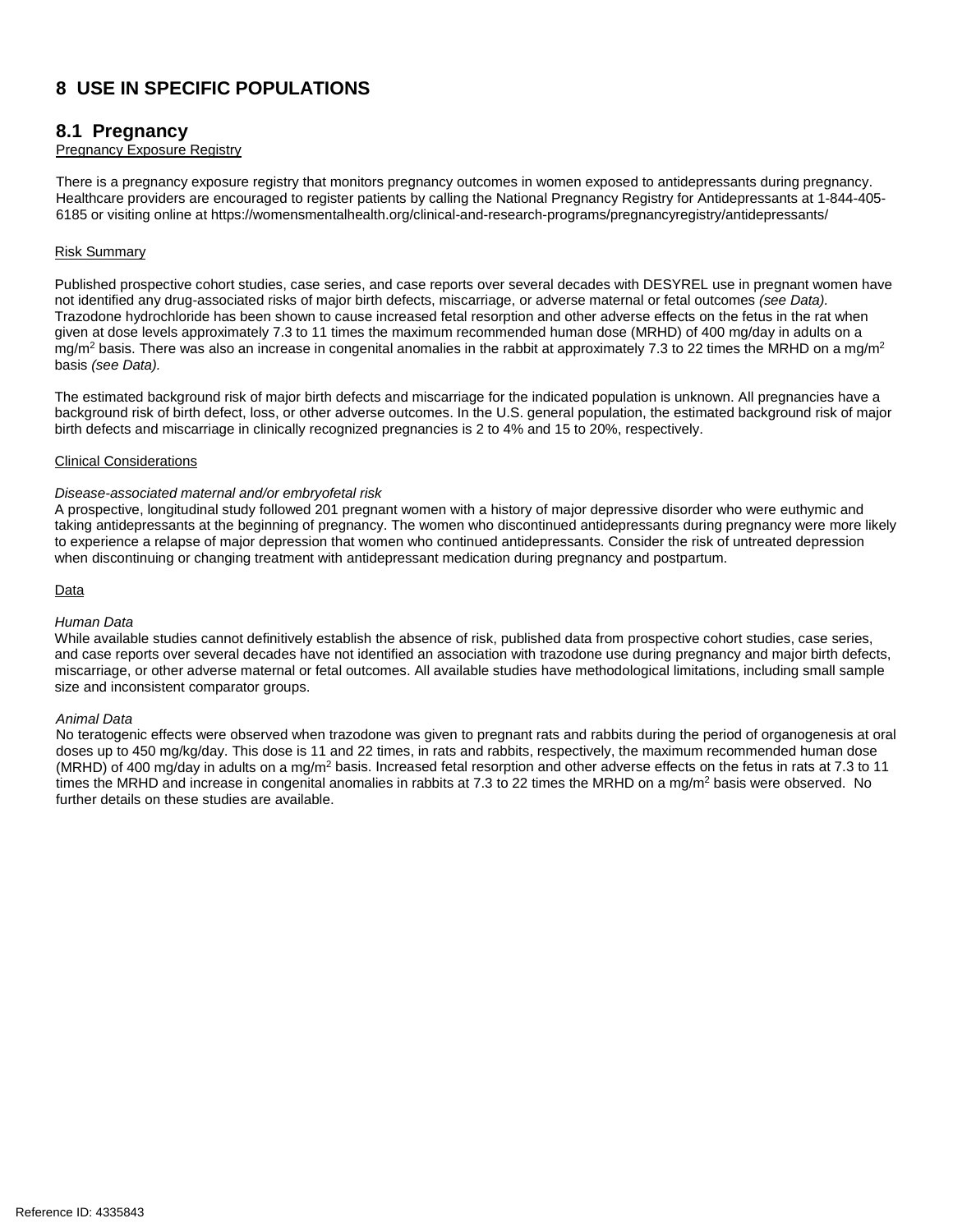# 8 USE IN SPECIFIC POPULATIONS

## 8.1 Pregnancy

Pregnancy Exposure Registry

There is a pregnancy exposure registry that monitors pregnancy outcomes in women exposed to antidepressants during pregnancy. Healthcare providers are encouraged to register patients by calling the National Pregnancy Registry for Antidepressants at 1-844-405-6185 or visiting online at https://womensmentalhealth.org/clinical-and-research-programs/pregnancyregistry/antidepressants/

Risk Summary

Published prospective cohort studies, case series, and case reports over several decades with DESYREL use in pregnant women have not identified any drug-associated risks of major birth defects, miscarriage, or adverse maternal or fetal outcomes *(see Data).* Trazodone hydrochloride has been shown to cause increased fetal resorption and other adverse effects on the fetus in the rat when given at dose levels approximately 7.3 to 11 times the maximum recommended human dose (MRHD) of 400 mg/day in adults on a $mg/m^2$ basis. There was also an increase in congenital anomalies in the rabbit at approximately 7.3 to 22 times the MRHD on a $mg/m^2$ basis *(see Data).*

The estimated background risk of major birth defects and miscarriage for the indicated population is unknown. All pregnancies have a background risk of birth defect, loss, or other adverse outcomes. In the U.S. general population, the estimated background risk of major birth defects and miscarriage in clinically recognized pregnancies is 2 to 4% and 15 to 20%, respectively.

Clinical Considerations

*Disease-associated maternal and/or embryofetal risk*

A prospective, longitudinal study followed 201 pregnant women with a history of major depressive disorder who were euthymic and taking antidepressants at the beginning of pregnancy. The women who discontinued antidepressants during pregnancy were more likely to experience a relapse of major depression that women who continued antidepressants. Consider the risk of untreated depression when discontinuing or changing treatment with antidepressant medication during pregnancy and postpartum.

Data

*Human Data*

While available studies cannot definitively establish the absence of risk, published data from prospective cohort studies, case series, and case reports over several decades have not identified an association with trazodone use during pregnancy and major birth defects, miscarriage, or other adverse maternal or fetal outcomes. All available studies have methodological limitations, including small sample size and inconsistent comparator groups.

*Animal Data*

No teratogenic effects were observed when trazodone was given to pregnant rats and rabbits during the period of organogenesis at oral doses up to 450 mg/kg/day. This dose is 11 and 22 times, in rats and rabbits, respectively, the maximum recommended human dose (MRHD) of 400 mg/day in adults on a $mg/m^2$ basis. Increased fetal resorption and other adverse effects on the fetus in rats at 7.3 to 11 times the MRHD and increase in congenital anomalies in rabbits at 7.3 to 22 times the MRHD on a $mg/m^2$ basis were observed. No further details on these studies are available.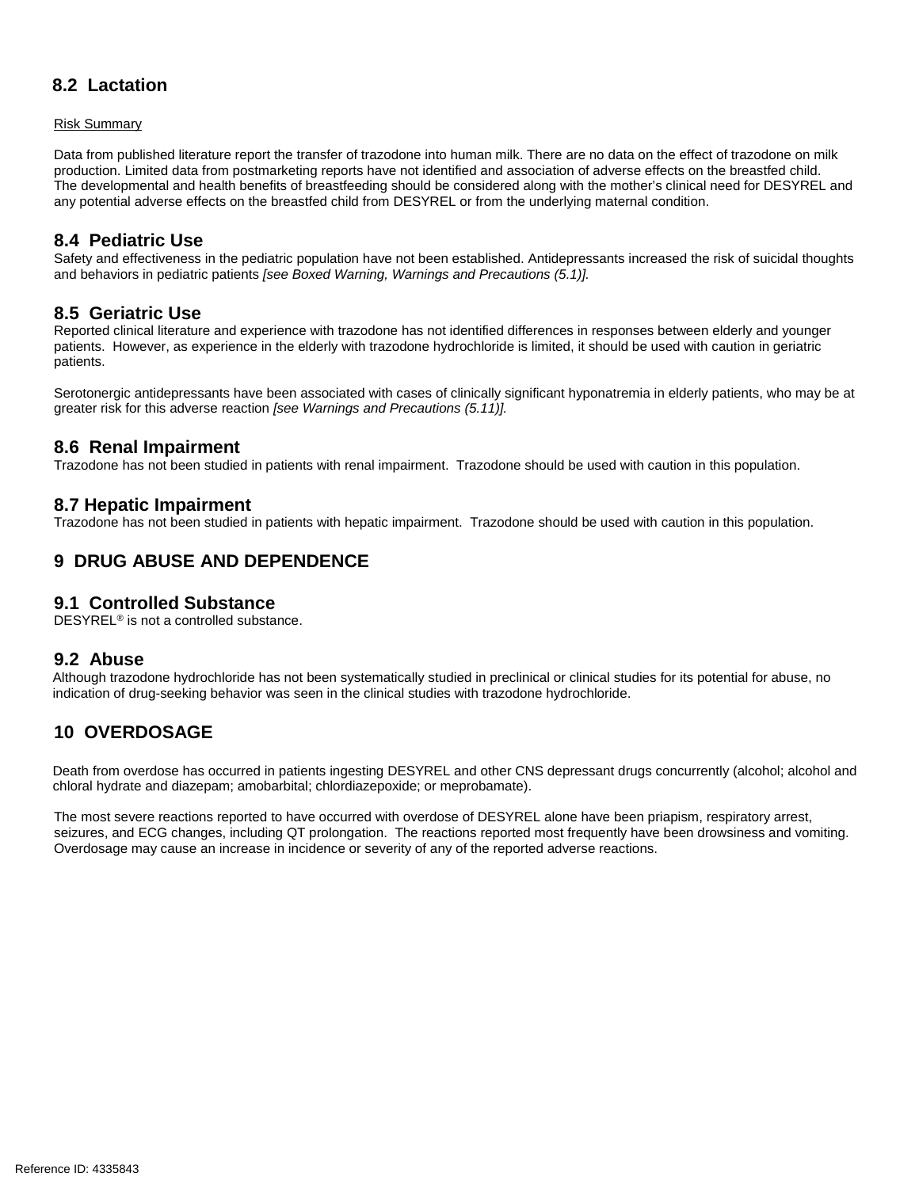## 8.2 Lactation

Risk Summary

Data from published literature report the transfer of trazodone into human milk. There are no data on the effect of trazodone on milk production. Limited data from postmarketing reports have not identified and association of adverse effects on the breastfed child. The developmental and health benefits of breastfeeding should be considered along with the mother's clinical need for DESYREL and any potential adverse effects on the breastfed child from DESYREL or from the underlying maternal condition.

## 8.4 Pediatric Use

Safety and effectiveness in the pediatric population have not been established. Antidepressants increased the risk of suicidal thoughts and behaviors in pediatric patients *[see Boxed Warning, Warnings and Precautions (5.1)].*

## 8.5 Geriatric Use

Reported clinical literature and experience with trazodone has not identified differences in responses between elderly and younger patients. However, as experience in the elderly with trazodone hydrochloride is limited, it should be used with caution in geriatric patients.

Serotonergic antidepressants have been associated with cases of clinically significant hyponatremia in elderly patients, who may be at greater risk for this adverse reaction *[see Warnings and Precautions (5.11)].*

## 8.6 Renal Impairment

Trazodone has not been studied in patients with renal impairment. Trazodone should be used with caution in this population.

## 8.7 Hepatic Impairment

Trazodone has not been studied in patients with hepatic impairment. Trazodone should be used with caution in this population.

# 9 DRUG ABUSE AND DEPENDENCE

## 9.1 Controlled Substance

DESYREL® is not a controlled substance.

## 9.2 Abuse

Although trazodone hydrochloride has not been systematically studied in preclinical or clinical studies for its potential for abuse, no indication of drug-seeking behavior was seen in the clinical studies with trazodone hydrochloride.

# 10 OVERDOSAGE

Death from overdose has occurred in patients ingesting DESYREL and other CNS depressant drugs concurrently (alcohol; alcohol and chloral hydrate and diazepam; amobarbital; chlordiazepoxide; or meprobamate).

The most severe reactions reported to have occurred with overdose of DESYREL alone have been priapism, respiratory arrest, seizures, and ECG changes, including QT prolongation. The reactions reported most frequently have been drowsiness and vomiting. Overdosage may cause an increase in incidence or severity of any of the reported adverse reactions.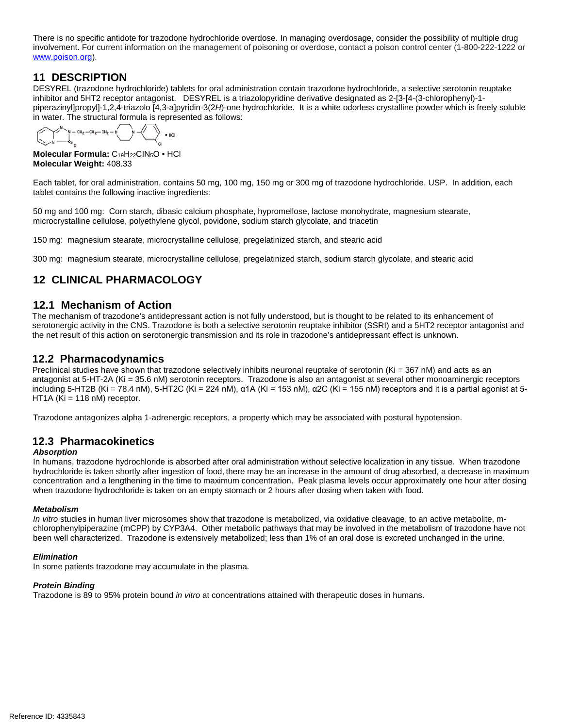There is no specific antidote for trazodone hydrochloride overdose. In managing overdosage, consider the possibility of multiple drug involvement. For current information on the management of poisoning or overdose, contact a poison control center (1-800-222-1222 or www.poison.org).

## 11 DESCRIPTION

DESYREL (trazodone hydrochloride) tablets for oral administration contain trazodone hydrochloride, a selective serotonin reuptake inhibitor and 5HT2 receptor antagonist. DESYREL is a triazolopyridine derivative designated as 2-[3-[4-(3-chlorophenyl)-1-piperazinyl]propyl]-1,2,4-triazolo [4,3-a]pyridin-3(2*H*)-one hydrochloride. It is a white odorless crystalline powder which is freely soluble in water. The structural formula is represented as follows:

**Molecular Formula:** $C_{19}H_{22}ClN_5O \cdot HCl$
**Molecular Weight:** 408.33

Each tablet, for oral administration, contains 50 mg, 100 mg, 150 mg or 300 mg of trazodone hydrochloride, USP. In addition, each tablet contains the following inactive ingredients:

50 mg and 100 mg: Corn starch, dibasic calcium phosphate, hypromellose, lactose monohydrate, magnesium stearate, microcrystalline cellulose, polyethylene glycol, povidone, sodium starch glycolate, and triacetin

150 mg: magnesium stearate, microcrystalline cellulose, pregelatinized starch, and stearic acid

300 mg: magnesium stearate, microcrystalline cellulose, pregelatinized starch, sodium starch glycolate, and stearic acid

## 12 CLINICAL PHARMACOLOGY

### 12.1 Mechanism of Action

The mechanism of trazodone's antidepressant action is not fully understood, but is thought to be related to its enhancement of serotonergic activity in the CNS. Trazodone is both a selective serotonin reuptake inhibitor (SSRI) and a 5HT2 receptor antagonist and the net result of this action on serotonergic transmission and its role in trazodone's antidepressant effect is unknown.

### 12.2 Pharmacodynamics

Preclinical studies have shown that trazodone selectively inhibits neuronal reuptake of serotonin (Ki = 367 nM) and acts as an antagonist at 5-HT-2A (Ki = 35.6 nM) serotonin receptors. Trazodone is also an antagonist at several other monoaminergic receptors including 5-HT2B (Ki = 78.4 nM), 5-HT2C (Ki = 224 nM), α1A (Ki = 153 nM), α2C (Ki = 155 nM) receptors and it is a partial agonist at 5-HT1A (Ki = 118 nM) receptor.

Trazodone antagonizes alpha 1-adrenergic receptors, a property which may be associated with postural hypotension.

### 12.3 Pharmacokinetics

***Absorption***

In humans, trazodone hydrochloride is absorbed after oral administration without selective localization in any tissue. When trazodone hydrochloride is taken shortly after ingestion of food, there may be an increase in the amount of drug absorbed, a decrease in maximum concentration and a lengthening in the time to maximum concentration. Peak plasma levels occur approximately one hour after dosing when trazodone hydrochloride is taken on an empty stomach or 2 hours after dosing when taken with food.

***Metabolism***

*In vitro* studies in human liver microsomes show that trazodone is metabolized, via oxidative cleavage, to an active metabolite, m-chlorophenylpiperazine (mCPP) by CYP3A4. Other metabolic pathways that may be involved in the metabolism of trazodone have not been well characterized. Trazodone is extensively metabolized; less than 1% of an oral dose is excreted unchanged in the urine.

***Elimination***

In some patients trazodone may accumulate in the plasma.

***Protein Binding***

Trazodone is 89 to 95% protein bound *in vitro* at concentrations attained with therapeutic doses in humans.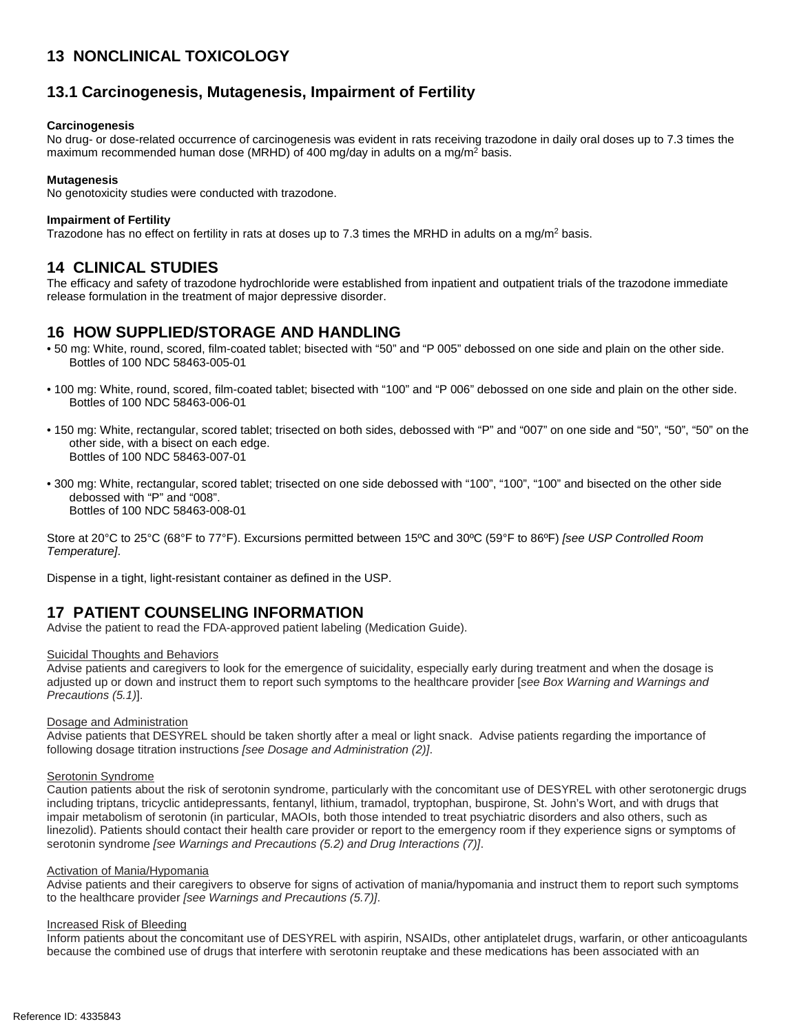# 13 NONCLINICAL TOXICOLOGY

## 13.1 Carcinogenesis, Mutagenesis, Impairment of Fertility

**Carcinogenesis**

No drug- or dose-related occurrence of carcinogenesis was evident in rats receiving trazodone in daily oral doses up to 7.3 times the maximum recommended human dose (MRHD) of 400 mg/day in adults on a mg/$m^2$ basis.

**Mutagenesis**

No genotoxicity studies were conducted with trazodone.

**Impairment of Fertility**

Trazodone has no effect on fertility in rats at doses up to 7.3 times the MRHD in adults on a mg/$m^2$ basis.

# 14 CLINICAL STUDIES

The efficacy and safety of trazodone hydrochloride were established from inpatient and outpatient trials of the trazodone immediate release formulation in the treatment of major depressive disorder.

# 16 HOW SUPPLIED/STORAGE AND HANDLING

- 50 mg: White, round, scored, film-coated tablet; bisected with “50” and “P 005” debossed on one side and plain on the other side.
  Bottles of 100 NDC 58463-005-01
- 100 mg: White, round, scored, film-coated tablet; bisected with “100” and “P 006” debossed on one side and plain on the other side.
  Bottles of 100 NDC 58463-006-01
- 150 mg: White, rectangular, scored tablet; trisected on both sides, debossed with “P” and “007” on one side and “50”, “50”, “50” on the other side, with a bisect on each edge.
  Bottles of 100 NDC 58463-007-01
- 300 mg: White, rectangular, scored tablet; trisected on one side debossed with “100”, “100”, “100” and bisected on the other side debossed with “P” and “008”.
  Bottles of 100 NDC 58463-008-01

Store at 20°C to 25°C (68°F to 77°F). Excursions permitted between 15ºC and 30ºC (59°F to 86ºF) *[see USP Controlled Room Temperature]*.

Dispense in a tight, light-resistant container as defined in the USP.

# 17 PATIENT COUNSELING INFORMATION

Advise the patient to read the FDA-approved patient labeling (Medication Guide).

Suicidal Thoughts and Behaviors

Advise patients and caregivers to look for the emergence of suicidality, especially early during treatment and when the dosage is adjusted up or down and instruct them to report such symptoms to the healthcare provider [*see Box Warning and Warnings and Precautions (5.1)*].

Dosage and Administration

Advise patients that DESYREL should be taken shortly after a meal or light snack. Advise patients regarding the importance of following dosage titration instructions *[see Dosage and Administration (2)]*.

Serotonin Syndrome

Caution patients about the risk of serotonin syndrome, particularly with the concomitant use of DESYREL with other serotonergic drugs including triptans, tricyclic antidepressants, fentanyl, lithium, tramadol, tryptophan, buspirone, St. John’s Wort, and with drugs that impair metabolism of serotonin (in particular, MAOIs, both those intended to treat psychiatric disorders and also others, such as linezolid). Patients should contact their health care provider or report to the emergency room if they experience signs or symptoms of serotonin syndrome *[see Warnings and Precautions (5.2) and Drug Interactions (7)]*.

Activation of Mania/Hypomania

Advise patients and their caregivers to observe for signs of activation of mania/hypomania and instruct them to report such symptoms to the healthcare provider *[see Warnings and Precautions (5.7)]*.

Increased Risk of Bleeding

Inform patients about the concomitant use of DESYREL with aspirin, NSAIDs, other antiplatelet drugs, warfarin, or other anticoagulants because the combined use of drugs that interfere with serotonin reuptake and these medications has been associated with an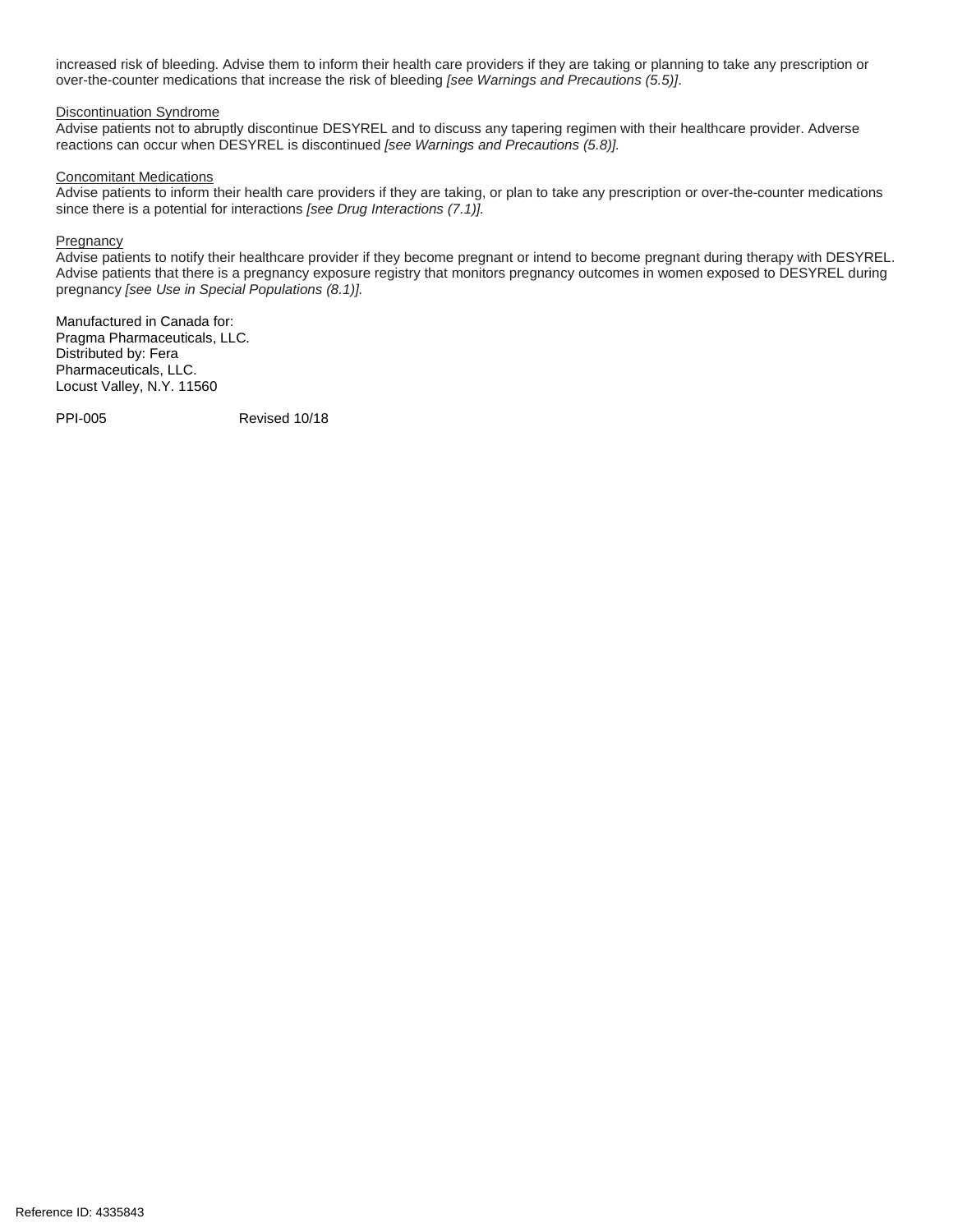increased risk of bleeding. Advise them to inform their health care providers if they are taking or planning to take any prescription or over-the-counter medications that increase the risk of bleeding *[see Warnings and Precautions (5.5)]*.

Discontinuation Syndrome

Advise patients not to abruptly discontinue DESYREL and to discuss any tapering regimen with their healthcare provider. Adverse reactions can occur when DESYREL is discontinued *[see Warnings and Precautions (5.8)].*

Concomitant Medications

Advise patients to inform their health care providers if they are taking, or plan to take any prescription or over-the-counter medications since there is a potential for interactions *[see Drug Interactions (7.1)].*

Pregnancy

Advise patients to notify their healthcare provider if they become pregnant or intend to become pregnant during therapy with DESYREL. Advise patients that there is a pregnancy exposure registry that monitors pregnancy outcomes in women exposed to DESYREL during pregnancy *[see Use in Special Populations (8.1)].*

Manufactured in Canada for:
Pragma Pharmaceuticals, LLC.
Distributed by: Fera
Pharmaceuticals, LLC.
Locust Valley, N.Y. 11560

PPI-005 Revised 10/18

Reference ID: 4335843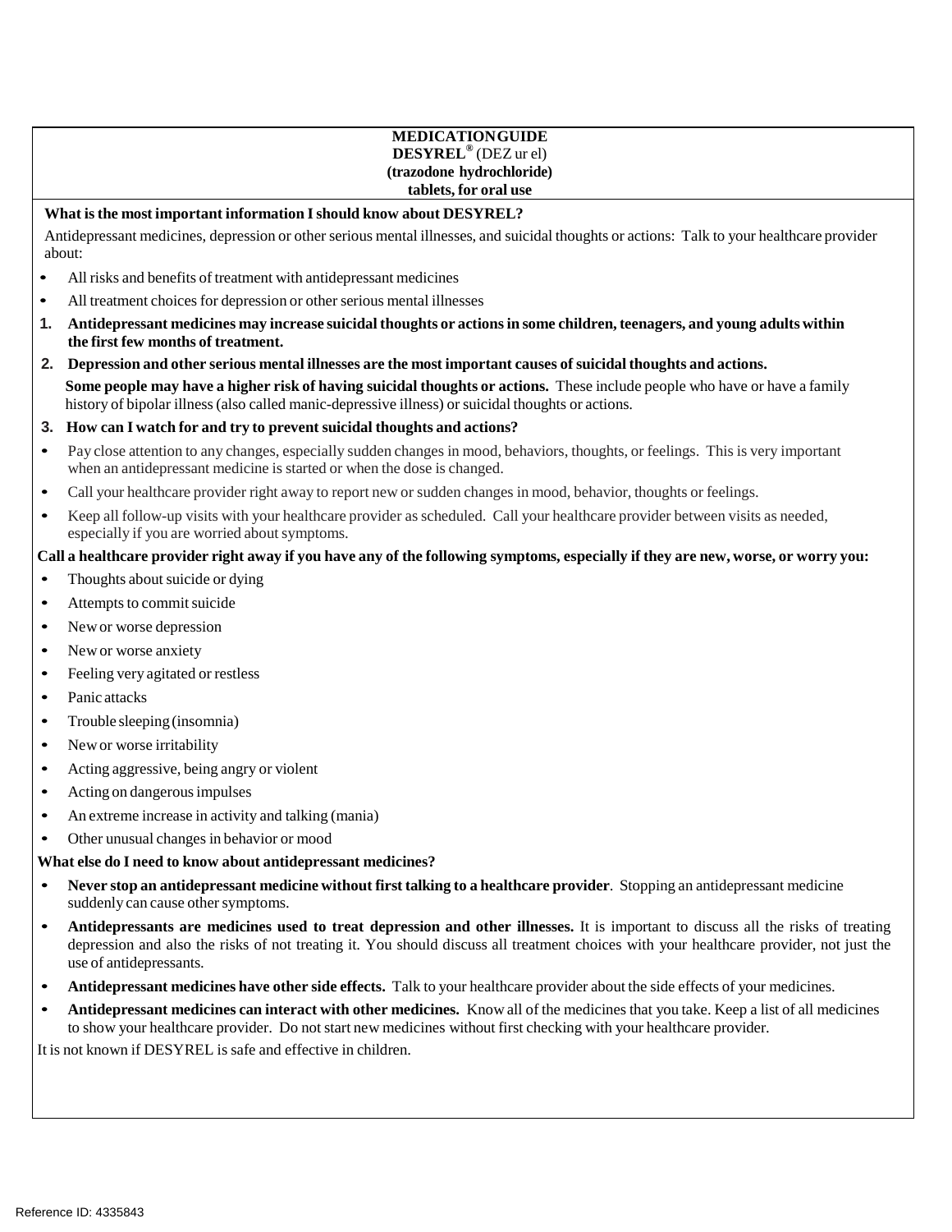# MEDICATION GUIDE

**DESYREL®** (DEZ ur el)
**(trazodone hydrochloride)**
**tablets, for oral use**

**What is the most important information I should know about DESYREL?**

Antidepressant medicines, depression or other serious mental illnesses, and suicidal thoughts or actions: Talk to your healthcare provider about:

- All risks and benefits of treatment with antidepressant medicines
- All treatment choices for depression or other serious mental illnesses

1. **Antidepressant medicines may increase suicidal thoughts or actions in some children, teenagers, and young adults within the first few months of treatment.**
2. **Depression and other serious mental illnesses are the most important causes of suicidal thoughts and actions.** **Some people may have a higher risk of having suicidal thoughts or actions.** These include people who have or have a family history of bipolar illness (also called manic-depressive illness) or suicidal thoughts or actions.
3. **How can I watch for and try to prevent suicidal thoughts and actions?**

- Pay close attention to any changes, especially sudden changes in mood, behaviors, thoughts, or feelings. This is very important when an antidepressant medicine is started or when the dose is changed.
- Call your healthcare provider right away to report new or sudden changes in mood, behavior, thoughts or feelings.
- Keep all follow-up visits with your healthcare provider as scheduled. Call your healthcare provider between visits as needed, especially if you are worried about symptoms.

**Call a healthcare provider right away if you have any of the following symptoms, especially if they are new, worse, or worry you:**

- Thoughts about suicide or dying
- Attempts to commit suicide
- New or worse depression
- New or worse anxiety
- Feeling very agitated or restless
- Panic attacks
- Trouble sleeping (insomnia)
- New or worse irritability
- Acting aggressive, being angry or violent
- Acting on dangerous impulses
- An extreme increase in activity and talking (mania)
- Other unusual changes in behavior or mood

**What else do I need to know about antidepressant medicines?**

- **Never stop an antidepressant medicine without first talking to a healthcare provider**. Stopping an antidepressant medicine suddenly can cause other symptoms.
- **Antidepressants are medicines used to treat depression and other illnesses.** It is important to discuss all the risks of treating depression and also the risks of not treating it. You should discuss all treatment choices with your healthcare provider, not just the use of antidepressants.
- **Antidepressant medicines have other side effects.** Talk to your healthcare provider about the side effects of your medicines.
- **Antidepressant medicines can interact with other medicines.** Know all of the medicines that you take. Keep a list of all medicines to show your healthcare provider. Do not start new medicines without first checking with your healthcare provider.

It is not known if DESYREL is safe and effective in children.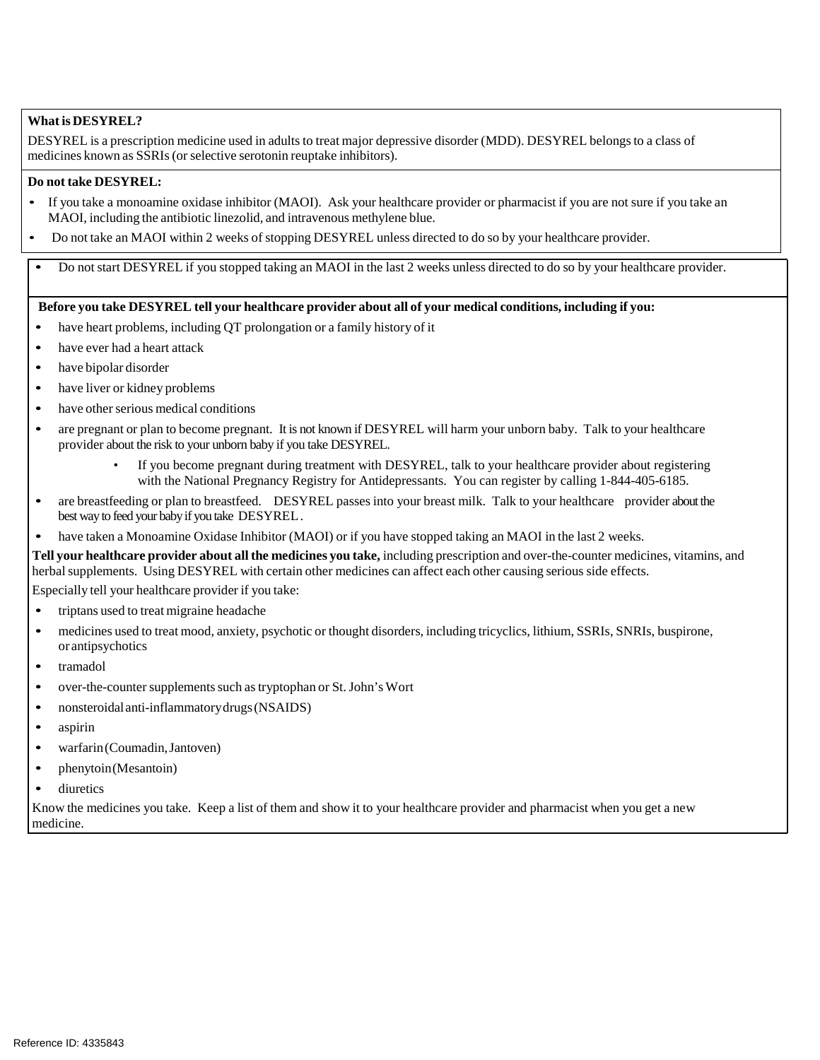**What is DESYREL?**

DESYREL is a prescription medicine used in adults to treat major depressive disorder (MDD). DESYREL belongs to a class of medicines known as SSRIs (or selective serotonin reuptake inhibitors).

**Do not take DESYREL:**

- If you take a monoamine oxidase inhibitor (MAOI). Ask your healthcare provider or pharmacist if you are not sure if you take an MAOI, including the antibiotic linezolid, and intravenous methylene blue.
- Do not take an MAOI within 2 weeks of stopping DESYREL unless directed to do so by your healthcare provider.
- Do not start DESYREL if you stopped taking an MAOI in the last 2 weeks unless directed to do so by your healthcare provider.

**Before you take DESYREL tell your healthcare provider about all of your medical conditions, including if you:**

- have heart problems, including QT prolongation or a family history of it
- have ever had a heart attack
- have bipolar disorder
- have liver or kidney problems
- have other serious medical conditions
- are pregnant or plan to become pregnant. It is not known if DESYREL will harm your unborn baby. Talk to your healthcare provider about the risk to your unborn baby if you take DESYREL.
  - If you become pregnant during treatment with DESYREL, talk to your healthcare provider about registering with the National Pregnancy Registry for Antidepressants. You can register by calling 1-844-405-6185.
- are breastfeeding or plan to breastfeed. DESYREL passes into your breast milk. Talk to your healthcare provider about the best way to feed your baby if you take DESYREL.
- have taken a Monoamine Oxidase Inhibitor (MAOI) or if you have stopped taking an MAOI in the last 2 weeks.

**Tell your healthcare provider about all the medicines you take,** including prescription and over-the-counter medicines, vitamins, and herbal supplements. Using DESYREL with certain other medicines can affect each other causing serious side effects.

Especially tell your healthcare provider if you take:

- triptans used to treat migraine headache
- medicines used to treat mood, anxiety, psychotic or thought disorders, including tricyclics, lithium, SSRIs, SNRIs, buspirone, or antipsychotics
- tramadol
- over-the-counter supplements such as tryptophan or St. John's Wort
- nonsteroidal anti-inflammatory drugs (NSAIDS)
- aspirin
- warfarin (Coumadin, Jantoven)
- phenytoin (Mesantoin)
- diuretics

Know the medicines you take. Keep a list of them and show it to your healthcare provider and pharmacist when you get a new medicine.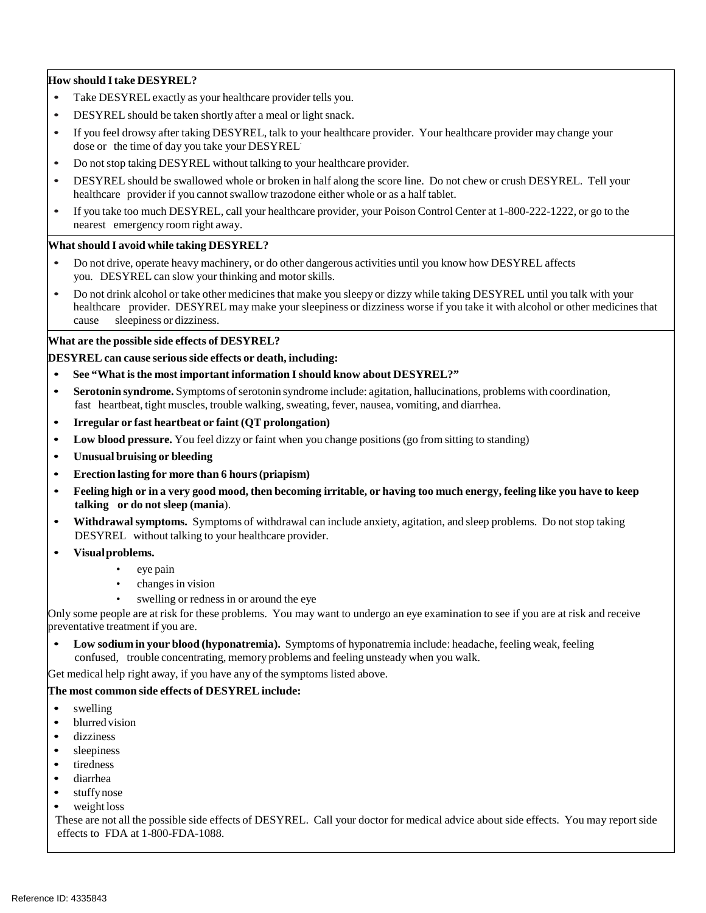**How should I take DESYREL?**

- Take DESYREL exactly as your healthcare provider tells you.
- DESYREL should be taken shortly after a meal or light snack.
- If you feel drowsy after taking DESYREL, talk to your healthcare provider. Your healthcare provider may change your dose or the time of day you take your DESYREL.
- Do not stop taking DESYREL without talking to your healthcare provider.
- DESYREL should be swallowed whole or broken in half along the score line. Do not chew or crush DESYREL. Tell your healthcare provider if you cannot swallow trazodone either whole or as a half tablet.
- If you take too much DESYREL, call your healthcare provider, your Poison Control Center at 1-800-222-1222, or go to the nearest emergency room right away.

**What should I avoid while taking DESYREL?**

- Do not drive, operate heavy machinery, or do other dangerous activities until you know how DESYREL affects you. DESYREL can slow your thinking and motor skills.
- Do not drink alcohol or take other medicines that make you sleepy or dizzy while taking DESYREL until you talk with your healthcare provider. DESYREL may make your sleepiness or dizziness worse if you take it with alcohol or other medicines that cause sleepiness or dizziness.

**What are the possible side effects of DESYREL?**

**DESYREL can cause serious side effects or death, including:**

- **See "What is the most important information I should know about DESYREL?"**
- **Serotonin syndrome.** Symptoms of serotonin syndrome include: agitation, hallucinations, problems with coordination, fast heartbeat, tight muscles, trouble walking, sweating, fever, nausea, vomiting, and diarrhea.
- **Irregular or fast heartbeat or faint (QT prolongation)**
- **Low blood pressure.** You feel dizzy or faint when you change positions (go from sitting to standing)
- **Unusual bruising or bleeding**
- **Erection lasting for more than 6 hours (priapism)**
- **Feeling high or in a very good mood, then becoming irritable, or having too much energy, feeling like you have to keep talking or do not sleep (mania**).
- **Withdrawal symptoms.** Symptoms of withdrawal can include anxiety, agitation, and sleep problems. Do not stop taking DESYREL without talking to your healthcare provider.
- **Visual problems.**
    - eye pain
    - changes in vision
    - swelling or redness in or around the eye

Only some people are at risk for these problems. You may want to undergo an eye examination to see if you are at risk and receive preventative treatment if you are.

- **Low sodium in your blood (hyponatremia).** Symptoms of hyponatremia include: headache, feeling weak, feeling confused, trouble concentrating, memory problems and feeling unsteady when you walk.

Get medical help right away, if you have any of the symptoms listed above.

**The most common side effects of DESYREL include:**

- swelling
- blurred vision
- dizziness
- sleepiness
- tiredness
- diarrhea
- stuffy nose
- weight loss

These are not all the possible side effects of DESYREL. Call your doctor for medical advice about side effects. You may report side effects to FDA at 1-800-FDA-1088.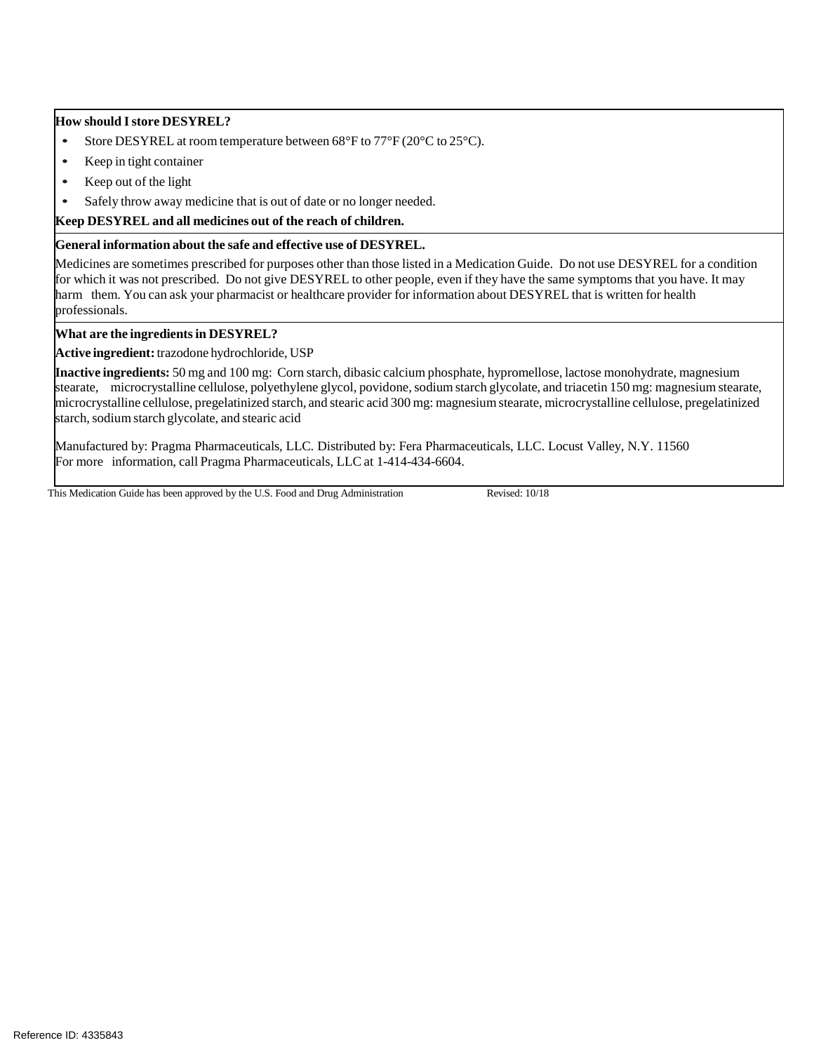**How should I store DESYREL?**

- Store DESYREL at room temperature between 68°F to 77°F (20°C to 25°C).
- Keep in tight container
- Keep out of the light
- Safely throw away medicine that is out of date or no longer needed.

**Keep DESYREL and all medicines out of the reach of children.**

**General information about the safe and effective use of DESYREL.**

Medicines are sometimes prescribed for purposes other than those listed in a Medication Guide. Do not use DESYREL for a condition for which it was not prescribed. Do not give DESYREL to other people, even if they have the same symptoms that you have. It may harm them. You can ask your pharmacist or healthcare provider for information about DESYREL that is written for health professionals.

**What are the ingredients in DESYREL?**

**Active ingredient:** trazodone hydrochloride, USP

**Inactive ingredients:** 50 mg and 100 mg: Corn starch, dibasic calcium phosphate, hypromellose, lactose monohydrate, magnesium stearate, microcrystalline cellulose, polyethylene glycol, povidone, sodium starch glycolate, and triacetin 150 mg: magnesium stearate, microcrystalline cellulose, pregelatinized starch, and stearic acid 300 mg: magnesium stearate, microcrystalline cellulose, pregelatinized starch, sodium starch glycolate, and stearic acid

Manufactured by: Pragma Pharmaceuticals, LLC. Distributed by: Fera Pharmaceuticals, LLC. Locust Valley, N.Y. 11560
For more information, call Pragma Pharmaceuticals, LLC at 1-414-434-6604.

This Medication Guide has been approved by the U.S. Food and Drug Administration Revised: 10/18

Reference ID: 4335843